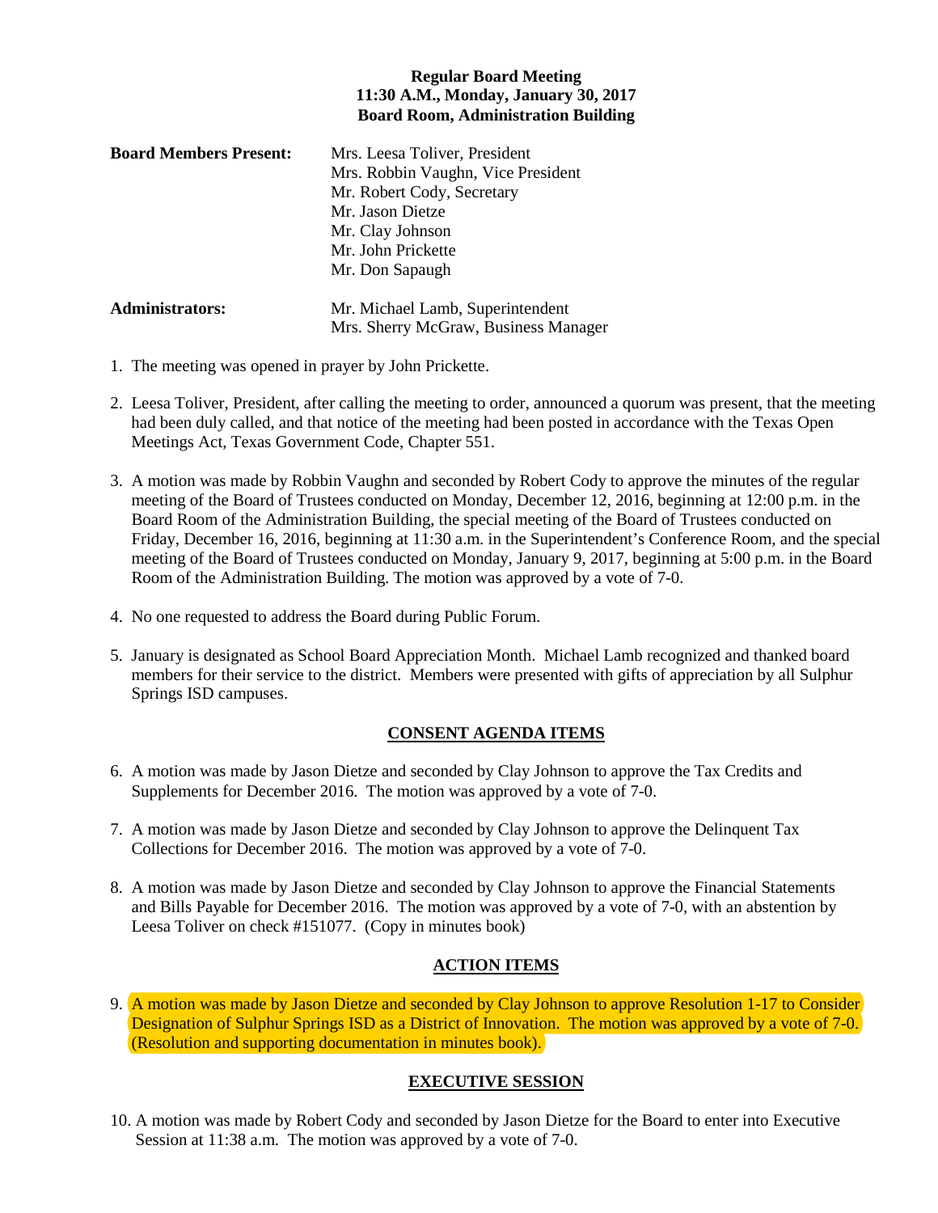**Regular Board Meeting**
**11:30 A.M., Monday, January 30, 2017**
**Board Room, Administration Building**

| **Board Members Present:** | Mrs. Leesa Toliver, President |
|---|---|
| | Mrs. Robbin Vaughn, Vice President |
| | Mr. Robert Cody, Secretary |
| | Mr. Jason Dietze |
| | Mr. Clay Johnson |
| | Mr. John Prickette |
| | Mr. Don Sapaugh |
| **Administrators:** | Mr. Michael Lamb, Superintendent |
| | Mrs. Sherry McGraw, Business Manager |

1. The meeting was opened in prayer by John Prickette.

2. Leesa Toliver, President, after calling the meeting to order, announced a quorum was present, that the meeting had been duly called, and that notice of the meeting had been posted in accordance with the Texas Open Meetings Act, Texas Government Code, Chapter 551.

3. A motion was made by Robbin Vaughn and seconded by Robert Cody to approve the minutes of the regular meeting of the Board of Trustees conducted on Monday, December 12, 2016, beginning at 12:00 p.m. in the Board Room of the Administration Building, the special meeting of the Board of Trustees conducted on Friday, December 16, 2016, beginning at 11:30 a.m. in the Superintendent's Conference Room, and the special meeting of the Board of Trustees conducted on Monday, January 9, 2017, beginning at 5:00 p.m. in the Board Room of the Administration Building. The motion was approved by a vote of 7-0.

4. No one requested to address the Board during Public Forum.

5. January is designated as School Board Appreciation Month. Michael Lamb recognized and thanked board members for their service to the district. Members were presented with gifts of appreciation by all Sulphur Springs ISD campuses.

## CONSENT AGENDA ITEMS

6. A motion was made by Jason Dietze and seconded by Clay Johnson to approve the Tax Credits and Supplements for December 2016. The motion was approved by a vote of 7-0.

7. A motion was made by Jason Dietze and seconded by Clay Johnson to approve the Delinquent Tax Collections for December 2016. The motion was approved by a vote of 7-0.

8. A motion was made by Jason Dietze and seconded by Clay Johnson to approve the Financial Statements and Bills Payable for December 2016. The motion was approved by a vote of 7-0, with an abstention by Leesa Toliver on check #151077. (Copy in minutes book)

## ACTION ITEMS

9. A motion was made by Jason Dietze and seconded by Clay Johnson to approve Resolution 1-17 to Consider Designation of Sulphur Springs ISD as a District of Innovation. The motion was approved by a vote of 7-0. (Resolution and supporting documentation in minutes book).

## EXECUTIVE SESSION

10. A motion was made by Robert Cody and seconded by Jason Dietze for the Board to enter into Executive Session at 11:38 a.m. The motion was approved by a vote of 7-0.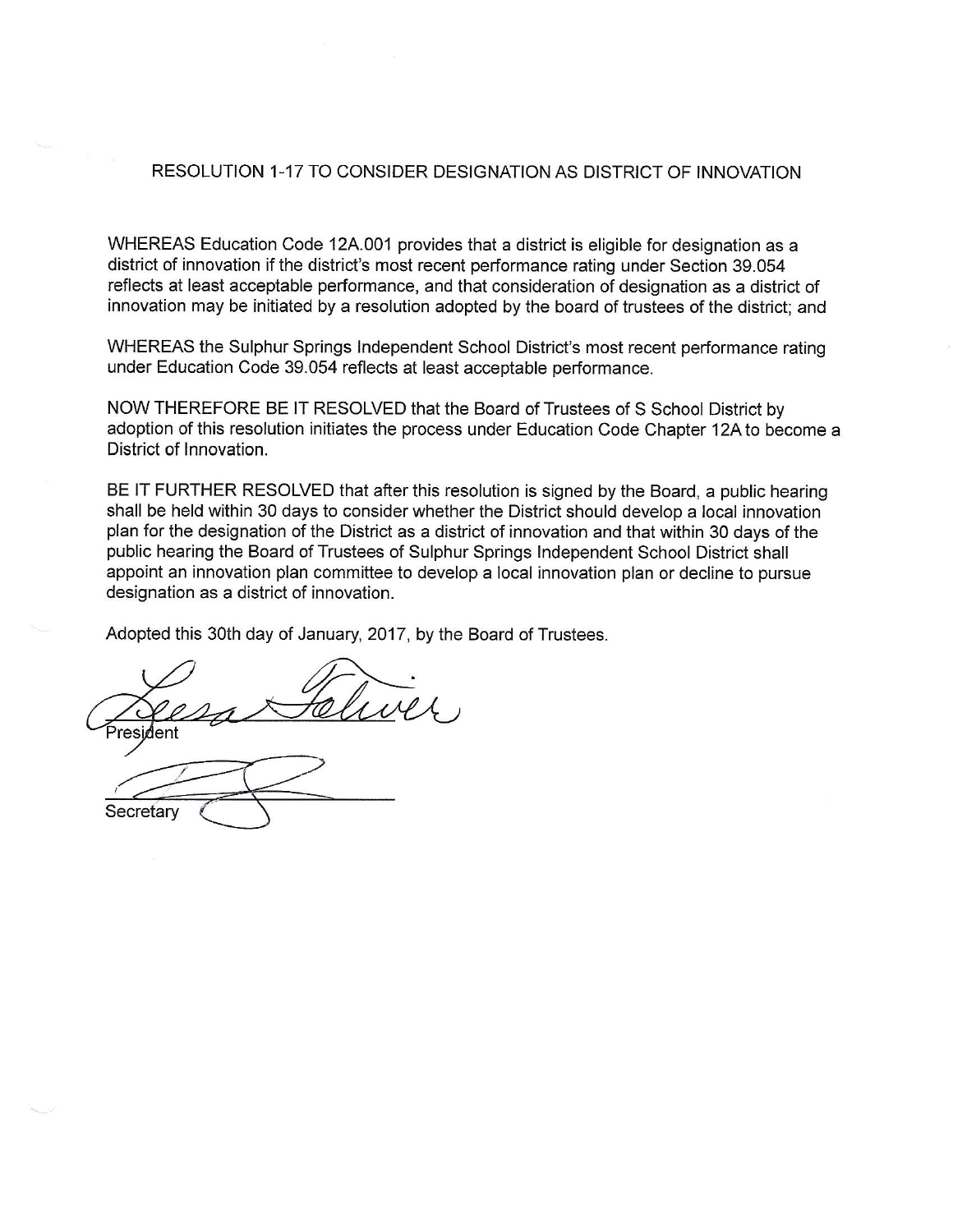# RESOLUTION 1-17 TO CONSIDER DESIGNATION AS DISTRICT OF INNOVATION

WHEREAS Education Code 12A.001 provides that a district is eligible for designation as a district of innovation if the district's most recent performance rating under Section 39.054 reflects at least acceptable performance, and that consideration of designation as a district of innovation may be initiated by a resolution adopted by the board of trustees of the district; and

WHEREAS the Sulphur Springs Independent School District's most recent performance rating under Education Code 39.054 reflects at least acceptable performance.

NOW THEREFORE BE IT RESOLVED that the Board of Trustees of S School District by adoption of this resolution initiates the process under Education Code Chapter 12A to become a District of Innovation.

BE IT FURTHER RESOLVED that after this resolution is signed by the Board, a public hearing shall be held within 30 days to consider whether the District should develop a local innovation plan for the designation of the District as a district of innovation and that within 30 days of the public hearing the Board of Trustees of Sulphur Springs Independent School District shall appoint an innovation plan committee to develop a local innovation plan or decline to pursue designation as a district of innovation.

Adopted this 30th day of January, 2017, by the Board of Trustees.

President

Secretary